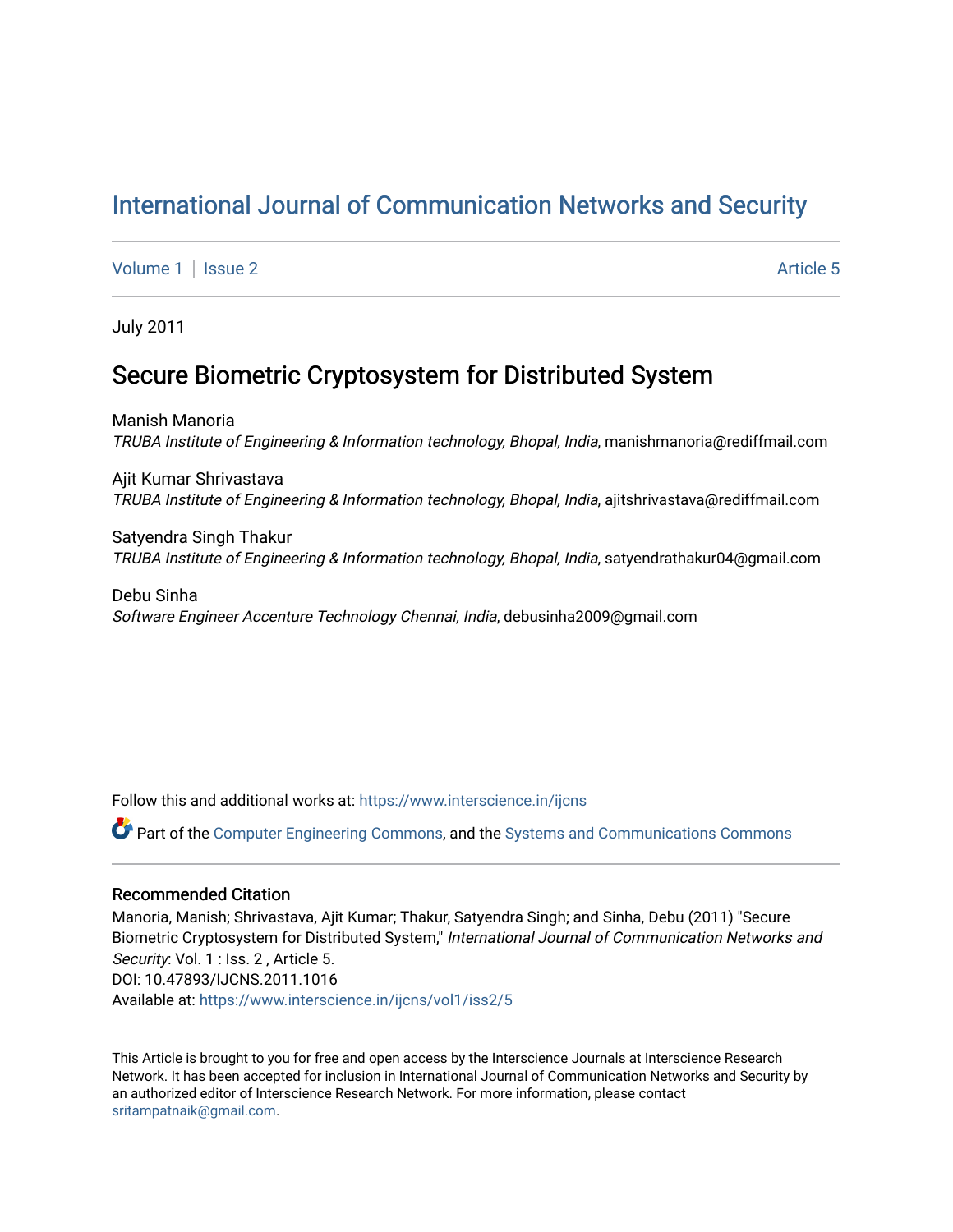# International Journal of Communication Networks and Security

Volume 1 | Issue 2 Article 5

July 2011

## Secure Biometric Cryptosystem for Distributed System

Manish Manoria
*TRUBA Institute of Engineering & Information technology, Bhopal, India*, manishmanoria@rediffmail.com

Ajit Kumar Shrivastava
*TRUBA Institute of Engineering & Information technology, Bhopal, India*, ajitshrivastava@rediffmail.com

Satyendra Singh Thakur
*TRUBA Institute of Engineering & Information technology, Bhopal, India*, satyendrathakur04@gmail.com

Debu Sinha
*Software Engineer Accenture Technology Chennai, India*, debusinha2009@gmail.com

Follow this and additional works at: https://www.interscience.in/ijcns

Part of the Computer Engineering Commons, and the Systems and Communications Commons

### Recommended Citation

Manoria, Manish; Shrivastava, Ajit Kumar; Thakur, Satyendra Singh; and Sinha, Debu (2011) "Secure Biometric Cryptosystem for Distributed System," *International Journal of Communication Networks and Security*: Vol. 1 : Iss. 2 , Article 5.
DOI: 10.47893/IJCNS.2011.1016
Available at: https://www.interscience.in/ijcns/vol1/iss2/5

This Article is brought to you for free and open access by the Interscience Journals at Interscience Research Network. It has been accepted for inclusion in International Journal of Communication Networks and Security by an authorized editor of Interscience Research Network. For more information, please contact sritampatnaik@gmail.com.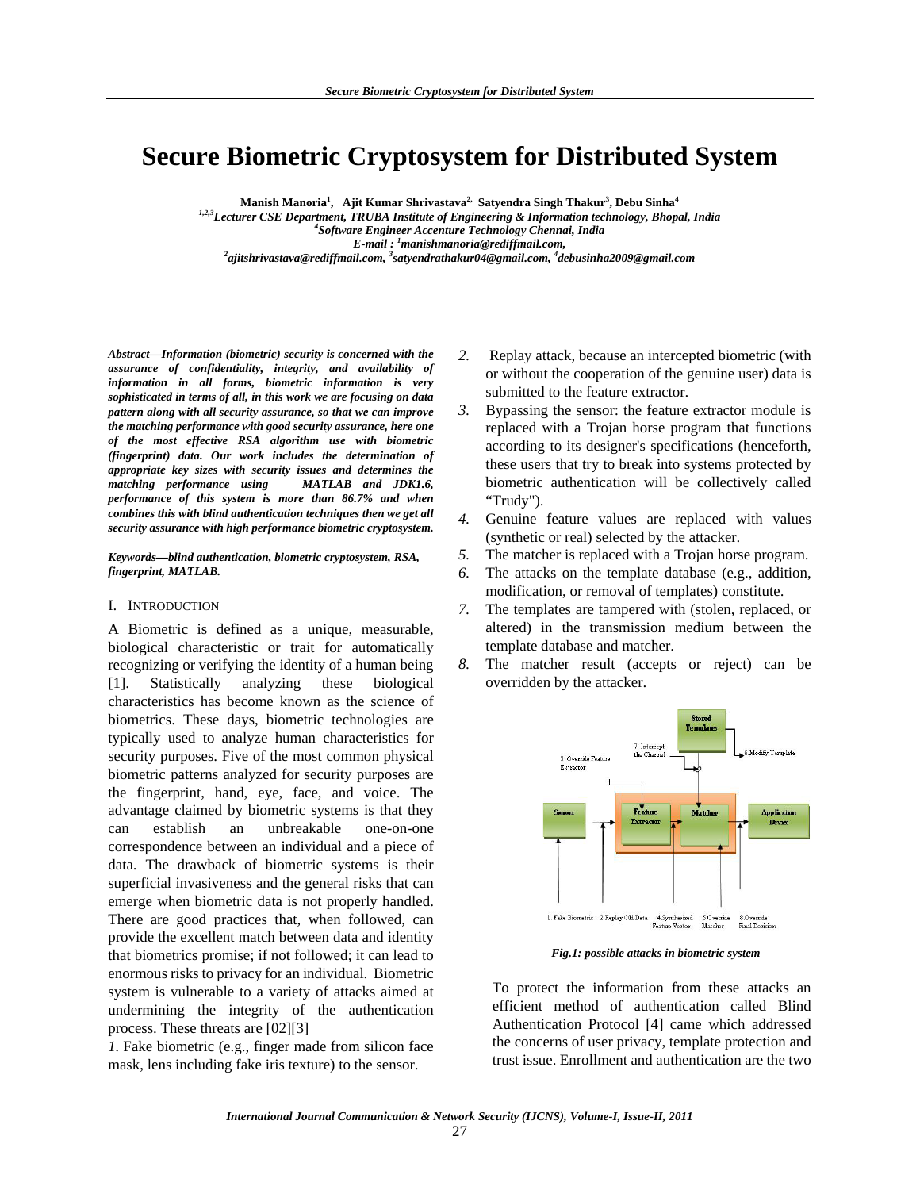# Secure Biometric Cryptosystem for Distributed System

**Manish Manoria[1], Ajit Kumar Shrivastava[2], Satyendra Singh Thakur[3], Debu Sinha[4]**

*[1,2,3]Lecturer CSE Department, TRUBA Institute of Engineering & Information technology, Bhopal, India*
*[4]Software Engineer Accenture Technology Chennai, India*
*E-mail : [1]manishmanoria@rediffmail.com,*
*[2]ajitshrivastava@rediffmail.com, [3]satyendrathakur04@gmail.com, [4]debusinha2009@gmail.com*

***Abstract*—Information (biometric) security is concerned with the assurance of confidentiality, integrity, and availability of information in all forms, biometric information is very sophisticated in terms of all, in this work we are focusing on data pattern along with all security assurance, so that we can improve the matching performance with good security assurance, here one of the most effective RSA algorithm use with biometric (fingerprint) data. Our work includes the determination of appropriate key sizes with security issues and determines the matching performance using MATLAB and JDK1.6, performance of this system is more than 86.7% and when combines this with blind authentication techniques then we get all security assurance with high performance biometric cryptosystem.**

***Keywords*—blind authentication, biometric cryptosystem, RSA, fingerprint, MATLAB.**

## I. Introduction

A Biometric is defined as a unique, measurable, biological characteristic or trait for automatically recognizing or verifying the identity of a human being [1]. Statistically analyzing these biological characteristics has become known as the science of biometrics. These days, biometric technologies are typically used to analyze human characteristics for security purposes. Five of the most common physical biometric patterns analyzed for security purposes are the fingerprint, hand, eye, face, and voice. The advantage claimed by biometric systems is that they can establish an unbreakable one-on-one correspondence between an individual and a piece of data. The drawback of biometric systems is their superficial invasiveness and the general risks that can emerge when biometric data is not properly handled. There are good practices that, when followed, can provide the excellent match between data and identity that biometrics promise; if not followed; it can lead to enormous risks to privacy for an individual. Biometric system is vulnerable to a variety of attacks aimed at undermining the integrity of the authentication process. These threats are [02][3]

1. Fake biometric (e.g., finger made from silicon face mask, lens including fake iris texture) to the sensor.
2. Replay attack, because an intercepted biometric (with or without the cooperation of the genuine user) data is submitted to the feature extractor.
3. Bypassing the sensor: the feature extractor module is replaced with a Trojan horse program that functions according to its designer's specifications (henceforth, these users that try to break into systems protected by biometric authentication will be collectively called "Trudy").
4. Genuine feature values are replaced with values (synthetic or real) selected by the attacker.
5. The matcher is replaced with a Trojan horse program.
6. The attacks on the template database (e.g., addition, modification, or removal of templates) constitute.
7. The templates are tampered with (stolen, replaced, or altered) in the transmission medium between the template database and matcher.
8. The matcher result (accepts or reject) can be overridden by the attacker.

*Fig.1: possible attacks in biometric system*

To protect the information from these attacks an efficient method of authentication called Blind Authentication Protocol [4] came which addressed the concerns of user privacy, template protection and trust issue. Enrollment and authentication are the two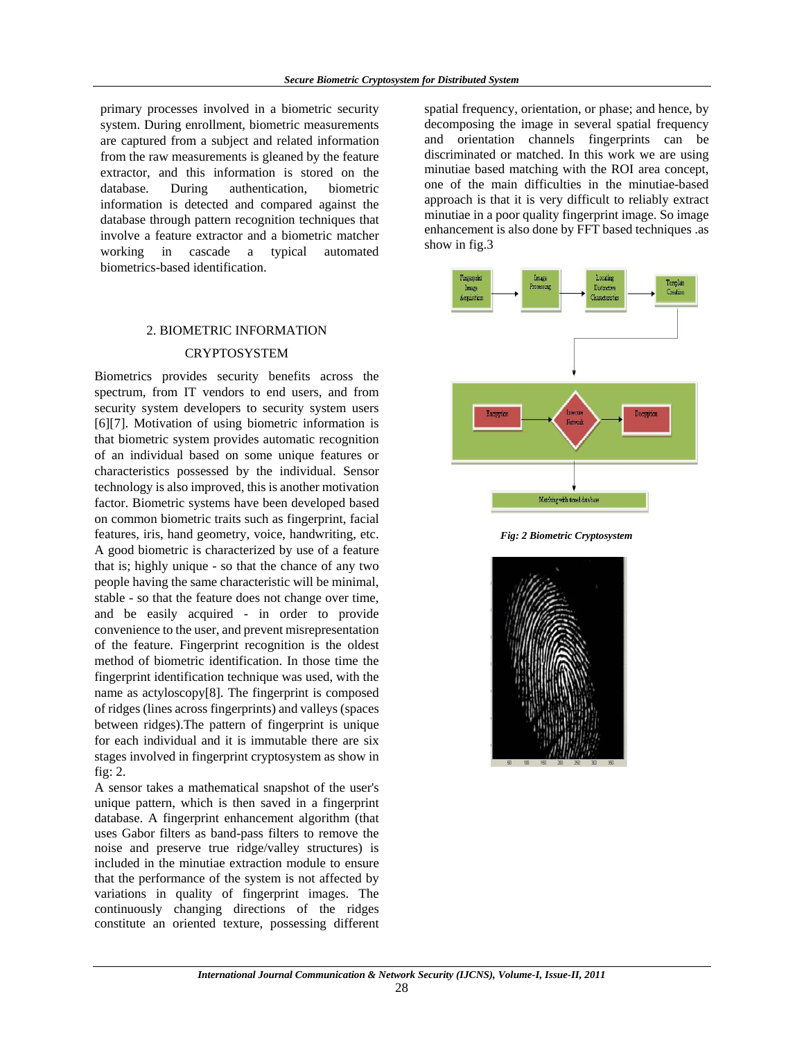primary processes involved in a biometric security system. During enrollment, biometric measurements are captured from a subject and related information from the raw measurements is gleaned by the feature extractor, and this information is stored on the database. During authentication, biometric information is detected and compared against the database through pattern recognition techniques that involve a feature extractor and a biometric matcher working in cascade a typical automated biometrics-based identification.

## 2. BIOMETRIC INFORMATION CRYPTOSYSTEM

Biometrics provides security benefits across the spectrum, from IT vendors to end users, and from security system developers to security system users [6][7]. Motivation of using biometric information is that biometric system provides automatic recognition of an individual based on some unique features or characteristics possessed by the individual. Sensor technology is also improved, this is another motivation factor. Biometric systems have been developed based on common biometric traits such as fingerprint, facial features, iris, hand geometry, voice, handwriting, etc. A good biometric is characterized by use of a feature that is; highly unique - so that the chance of any two people having the same characteristic will be minimal, stable - so that the feature does not change over time, and be easily acquired - in order to provide convenience to the user, and prevent misrepresentation of the feature. Fingerprint recognition is the oldest method of biometric identification. In those time the fingerprint identification technique was used, with the name as actyloscopy[8]. The fingerprint is composed of ridges (lines across fingerprints) and valleys (spaces between ridges).The pattern of fingerprint is unique for each individual and it is immutable there are six stages involved in fingerprint cryptosystem as show in fig: 2.

A sensor takes a mathematical snapshot of the user's unique pattern, which is then saved in a fingerprint database. A fingerprint enhancement algorithm (that uses Gabor filters as band-pass filters to remove the noise and preserve true ridge/valley structures) is included in the minutiae extraction module to ensure that the performance of the system is not affected by variations in quality of fingerprint images. The continuously changing directions of the ridges constitute an oriented texture, possessing different spatial frequency, orientation, or phase; and hence, by decomposing the image in several spatial frequency and orientation channels fingerprints can be discriminated or matched. In this work we are using minutiae based matching with the ROI area concept, one of the main difficulties in the minutiae-based approach is that it is very difficult to reliably extract minutiae in a poor quality fingerprint image. So image enhancement is also done by FFT based techniques .as show in fig.3

*Fig: 2 Biometric Cryptosystem*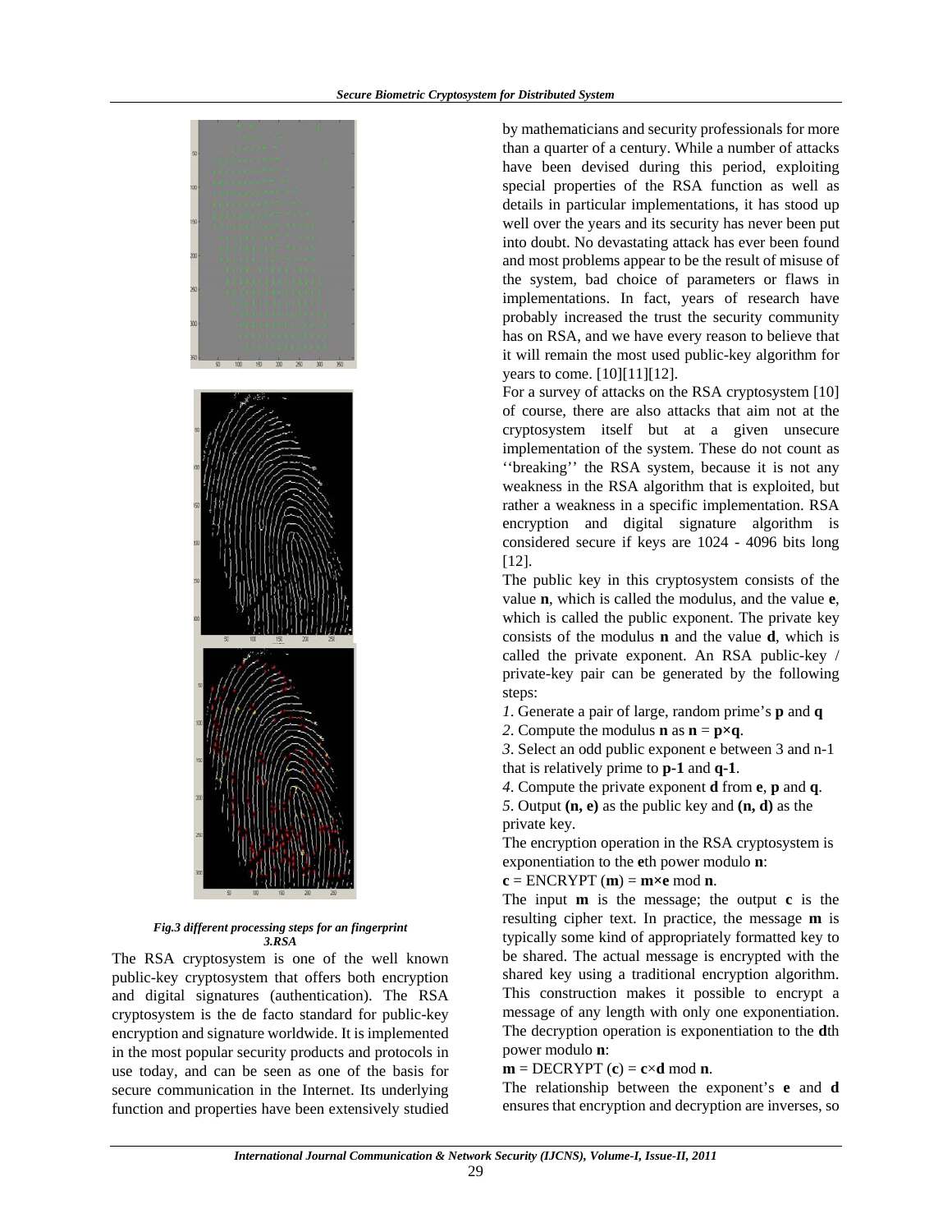*Fig.3 different processing steps for an fingerprint*

### 3.RSA

The RSA cryptosystem is one of the well known public-key cryptosystem that offers both encryption and digital signatures (authentication). The RSA cryptosystem is the de facto standard for public-key encryption and signature worldwide. It is implemented in the most popular security products and protocols in use today, and can be seen as one of the basis for secure communication in the Internet. Its underlying function and properties have been extensively studied by mathematicians and security professionals for more than a quarter of a century. While a number of attacks have been devised during this period, exploiting special properties of the RSA function as well as details in particular implementations, it has stood up well over the years and its security has never been put into doubt. No devastating attack has ever been found and most problems appear to be the result of misuse of the system, bad choice of parameters or flaws in implementations. In fact, years of research have probably increased the trust the security community has on RSA, and we have every reason to believe that it will remain the most used public-key algorithm for years to come. [10][11][12].

For a survey of attacks on the RSA cryptosystem [10] of course, there are also attacks that aim not at the cryptosystem itself but at a given unsecure implementation of the system. These do not count as ''breaking'' the RSA system, because it is not any weakness in the RSA algorithm that is exploited, but rather a weakness in a specific implementation. RSA encryption and digital signature algorithm is considered secure if keys are 1024 - 4096 bits long [12].

The public key in this cryptosystem consists of the value **n**, which is called the modulus, and the value **e**, which is called the public exponent. The private key consists of the modulus **n** and the value **d**, which is called the private exponent. An RSA public-key / private-key pair can be generated by the following steps:

*1*. Generate a pair of large, random prime's **p** and **q**

*2*. Compute the modulus **n** as **n** = **p×q**.

*3*. Select an odd public exponent e between 3 and n-1 that is relatively prime to **p-1** and **q-1**.

*4*. Compute the private exponent **d** from **e**, **p** and **q**.

*5*. Output **(n, e)** as the public key and **(n, d)** as the private key.

The encryption operation in the RSA cryptosystem is exponentiation to the **e**th power modulo **n**:

**c** = ENCRYPT (**m**) = **m×e** mod **n**.

The input **m** is the message; the output **c** is the resulting cipher text. In practice, the message **m** is typically some kind of appropriately formatted key to be shared. The actual message is encrypted with the shared key using a traditional encryption algorithm. This construction makes it possible to encrypt a message of any length with only one exponentiation. The decryption operation is exponentiation to the **d**th power modulo **n**:

**m** = DECRYPT (**c**) = **c**×**d** mod **n**.

The relationship between the exponent's **e** and **d** ensures that encryption and decryption are inverses, so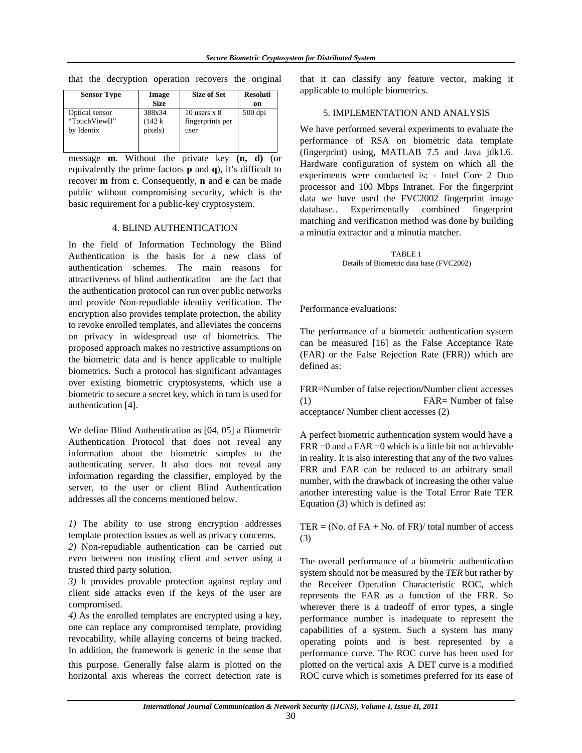that the decryption operation recovers the original

| Sensor Type | Image Size | Size of Set | Resolution |
|---|---|---|---|
| Optical sensor "TouchViewII" by Identix | 388x34 (142 k pixels) | 10 users x 8 fingerprints per user | 500 dpi |

message **m**. Without the private key **(n, d)** (or equivalently the prime factors **p** and **q**), it's difficult to recover **m** from **c**. Consequently, **n** and **e** can be made public without compromising security, which is the basic requirement for a public-key cryptosystem.

## 4. BLIND AUTHENTICATION

In the field of Information Technology the Blind Authentication is the basis for a new class of authentication schemes. The main reasons for attractiveness of blind authentication are the fact that the authentication protocol can run over public networks and provide Non-repudiable identity verification. The encryption also provides template protection, the ability to revoke enrolled templates, and alleviates the concerns on privacy in widespread use of biometrics. The proposed approach makes no restrictive assumptions on the biometric data and is hence applicable to multiple biometrics. Such a protocol has significant advantages over existing biometric cryptosystems, which use a biometric to secure a secret key, which in turn is used for authentication [4].

We define Blind Authentication as [04, 05] a Biometric Authentication Protocol that does not reveal any information about the biometric samples to the authenticating server. It also does not reveal any information regarding the classifier, employed by the server, to the user or client Blind Authentication addresses all the concerns mentioned below.

*1)* The ability to use strong encryption addresses template protection issues as well as privacy concerns.
*2)* Non-repudiable authentication can be carried out even between non trusting client and server using a trusted third party solution.
*3)* It provides provable protection against replay and client side attacks even if the keys of the user are compromised.
*4)* As the enrolled templates are encrypted using a key, one can replace any compromised template, providing revocability, while allaying concerns of being tracked. In addition, the framework is generic in the sense that that it can classify any feature vector, making it applicable to multiple biometrics.

## 5. IMPLEMENTATION AND ANALYSIS

We have performed several experiments to evaluate the performance of RSA on biometric data template (fingerprint) using, MATLAB 7.5 and Java jdk1.6. Hardware configuration of system on which all the experiments were conducted is: - Intel Core 2 Duo processor and 100 Mbps Intranet. For the fingerprint data we have used the FVC2002 fingerprint image database.. Experimentally combined fingerprint matching and verification method was done by building a minutia extractor and a minutia matcher.

TABLE 1
Details of Biometric data base (FVC2002)

Performance evaluations:

The performance of a biometric authentication system can be measured [16] as the False Acceptance Rate (FAR) or the False Rejection Rate (FRR)) which are defined as:

FRR=Number of false rejection/Number client accesses (1) FAR= Number of false acceptance/ Number client accesses (2)

A perfect biometric authentication system would have a FRR =0 and a FAR =0 which is a little bit not achievable in reality. It is also interesting that any of the two values FRR and FAR can be reduced to an arbitrary small number, with the drawback of increasing the other value another interesting value is the Total Error Rate TER Equation (3) which is defined as:

TER = (No. of FA + No. of FR)/ total number of access (3)

The overall performance of a biometric authentication system should not be measured by the ***TER*** but rather by the Receiver Operation Characteristic ROC, which represents the FAR as a function of the FRR. So wherever there is a tradeoff of error types, a single performance number is inadequate to represent the capabilities of a system. Such a system has many operating points and is best represented by a performance curve. The ROC curve has been used for this purpose. Generally false alarm is plotted on the horizontal axis whereas the correct detection rate is plotted on the vertical axis A DET curve is a modified ROC curve which is sometimes preferred for its ease of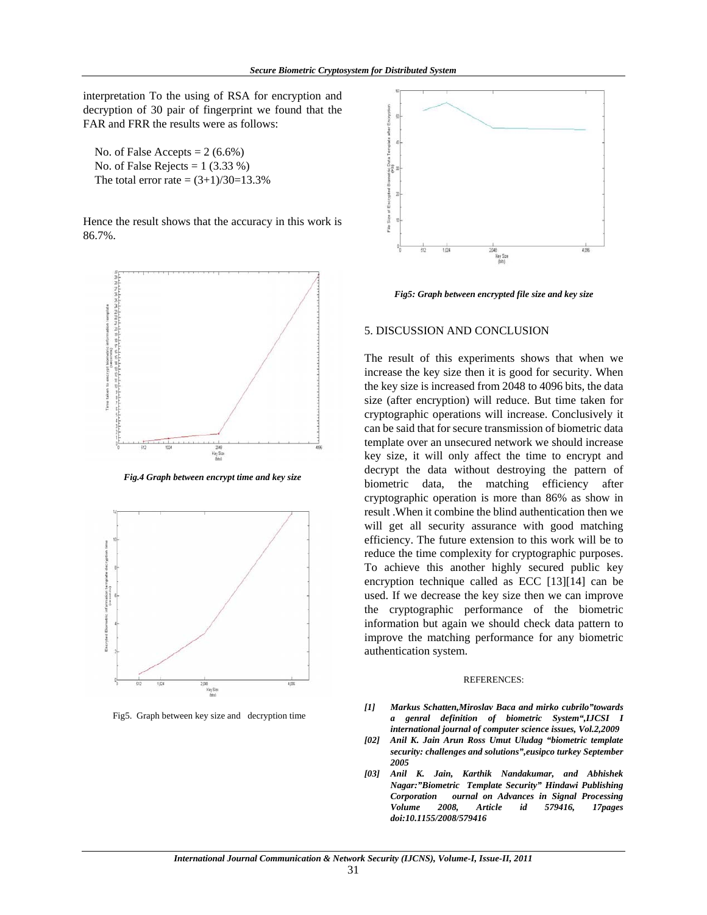interpretation To the using of RSA for encryption and decryption of 30 pair of fingerprint we found that the FAR and FRR the results were as follows:

No. of False Accepts = 2 (6.6%)
No. of False Rejects = 1 (3.33 %)
The total error rate = (3+1)/30=13.3%

Hence the result shows that the accuracy in this work is 86.7%.

*Fig.4 Graph between encrypt time and key size*

Fig5. Graph between key size and decryption time

*Fig5: Graph between encrypted file size and key size*

## 5. DISCUSSION AND CONCLUSION

The result of this experiments shows that when we increase the key size then it is good for security. When the key size is increased from 2048 to 4096 bits, the data size (after encryption) will reduce. But time taken for cryptographic operations will increase. Conclusively it can be said that for secure transmission of biometric data template over an unsecured network we should increase key size, it will only affect the time to encrypt and decrypt the data without destroying the pattern of biometric data, the matching efficiency after cryptographic operation is more than 86% as show in result .When it combine the blind authentication then we will get all security assurance with good matching efficiency. The future extension to this work will be to reduce the time complexity for cryptographic purposes. To achieve this another highly secured public key encryption technique called as ECC [13][14] can be used. If we decrease the key size then we can improve the cryptographic performance of the biometric information but again we should check data pattern to improve the matching performance for any biometric authentication system.

### REFERENCES:

*[1] Markus Schatten,Miroslav Baca and mirko cubrilo"towards a genral definition of biometric System",IJCSI I international journal of computer science issues, Vol.2,2009*

*[02] Anil K. Jain Arun Ross Umut Uludag "biometric template security: challenges and solutions",eusipco turkey September 2005*

*[03] Anil K. Jain, Karthik Nandakumar, and Abhishek Nagar:"Biometric Template Security" Hindawi Publishing Corporation ournal on Advances in Signal Processing Volume 2008, Article id 579416, 17pages doi:10.1155/2008/579416*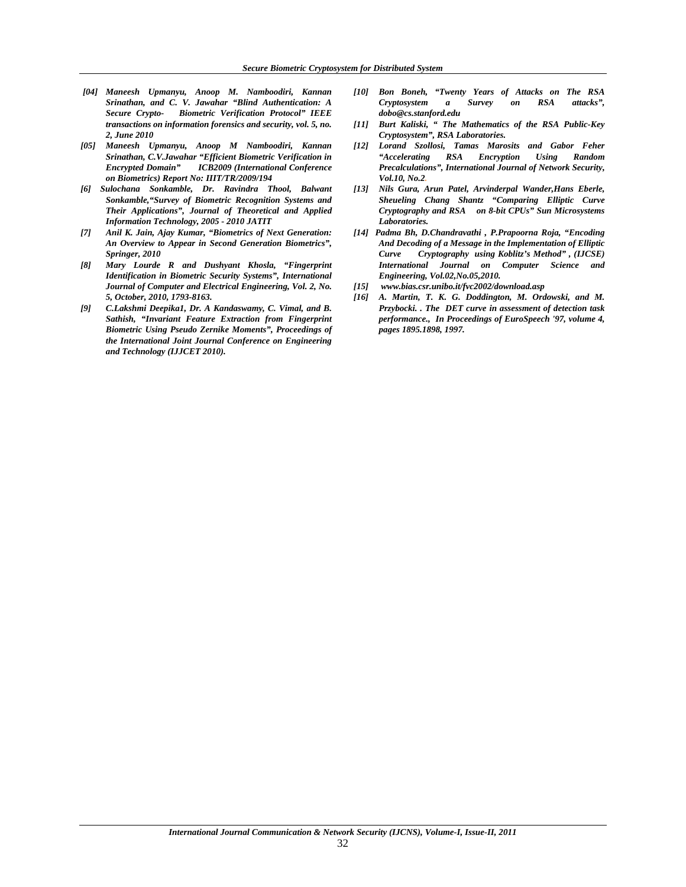*[04] Maneesh Upmanyu, Anoop M. Namboodiri, Kannan Srinathan, and C. V. Jawahar "Blind Authentication: A Secure Crypto- Biometric Verification Protocol" IEEE transactions on information forensics and security, vol. 5, no. 2, June 2010*

*[05] Maneesh Upmanyu, Anoop M Namboodiri, Kannan Srinathan, C.V.Jawahar "Efficient Biometric Verification in Encrypted Domain" ICB2009 (International Conference on Biometrics) Report No: IIIT/TR/2009/194*

*[6] Sulochana Sonkamble, Dr. Ravindra Thool, Balwant Sonkamble,"Survey of Biometric Recognition Systems and Their Applications", Journal of Theoretical and Applied Information Technology, 2005 - 2010 JATIT*

*[7] Anil K. Jain, Ajay Kumar, "Biometrics of Next Generation: An Overview to Appear in Second Generation Biometrics", Springer, 2010*

*[8] Mary Lourde R and Dushyant Khosla, "Fingerprint Identification in Biometric Security Systems", International Journal of Computer and Electrical Engineering, Vol. 2, No. 5, October, 2010, 1793-8163.*

*[9] C.Lakshmi Deepika1, Dr. A Kandaswamy, C. Vimal, and B. Sathish, "Invariant Feature Extraction from Fingerprint Biometric Using Pseudo Zernike Moments", Proceedings of the International Joint Journal Conference on Engineering and Technology (IJJCET 2010).*

*[10] Bon Boneh, "Twenty Years of Attacks on The RSA Cryptosystem a Survey on RSA attacks", dobo@cs.stanford.edu*

*[11] Burt Kaliski, " The Mathematics of the RSA Public-Key Cryptosystem", RSA Laboratories.*

*[12] Lorand Szollosi, Tamas Marosits and Gabor Feher "Accelerating RSA Encryption Using Random Precalculations", International Journal of Network Security, Vol.10, No.2.*

*[13] Nils Gura, Arun Patel, Arvinderpal Wander,Hans Eberle, Sheueling Chang Shantz "Comparing Elliptic Curve Cryptography and RSA on 8-bit CPUs" Sun Microsystems Laboratories.*

*[14] Padma Bh, D.Chandravathi , P.Prapoorna Roja, "Encoding And Decoding of a Message in the Implementation of Elliptic Curve Cryptography using Koblitz's Method" , (IJCSE) International Journal on Computer Science and Engineering, Vol.02,No.05,2010.*

*[15] www.bias.csr.unibo.it/fvc2002/download.asp*

*[16] A. Martin, T. K. G. Doddington, M. Ordowski, and M. Przybocki. . The DET curve in assessment of detection task performance., In Proceedings of EuroSpeech '97, volume 4, pages 1895.1898, 1997.*